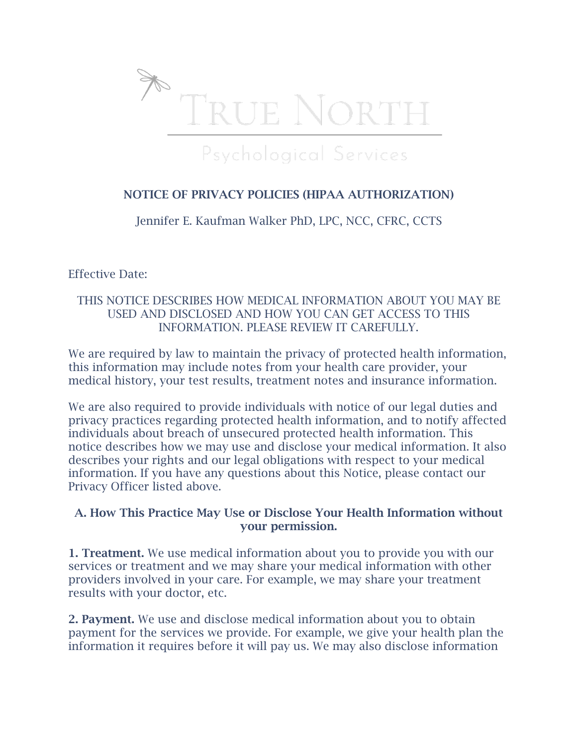# TRUE NORTH

Psychological Services

## NOTICE OF PRIVACY POLICIES (HIPAA AUTHORIZATION)

Jennifer E. Kaufman Walker PhD, LPC, NCC, CFRC, CCTS

Effective Date:

THIS NOTICE DESCRIBES HOW MEDICAL INFORMATION ABOUT YOU MAY BE USED AND DISCLOSED AND HOW YOU CAN GET ACCESS TO THIS INFORMATION. PLEASE REVIEW IT CAREFULLY.

We are required by law to maintain the privacy of protected health information, this information may include notes from your health care provider, your medical history, your test results, treatment notes and insurance information.

We are also required to provide individuals with notice of our legal duties and privacy practices regarding protected health information, and to notify affected individuals about breach of unsecured protected health information. This notice describes how we may use and disclose your medical information. It also describes your rights and our legal obligations with respect to your medical information. If you have any questions about this Notice, please contact our Privacy Officer listed above.

### A. How This Practice May Use or Disclose Your Health Information without your permission.

**1. Treatment.** We use medical information about you to provide you with our services or treatment and we may share your medical information with other providers involved in your care. For example, we may share your treatment results with your doctor, etc.

**2. Payment.** We use and disclose medical information about you to obtain payment for the services we provide. For example, we give your health plan the information it requires before it will pay us. We may also disclose information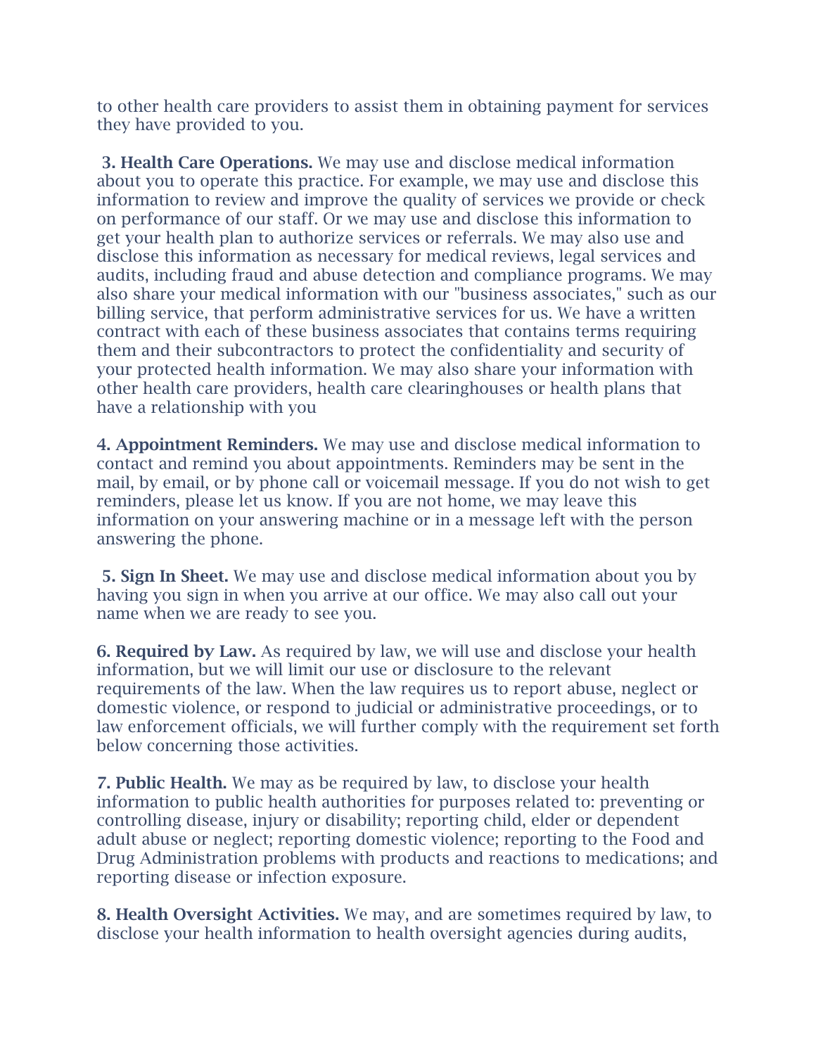to other health care providers to assist them in obtaining payment for services they have provided to you.

**3. Health Care Operations.** We may use and disclose medical information about you to operate this practice. For example, we may use and disclose this information to review and improve the quality of services we provide or check on performance of our staff. Or we may use and disclose this information to get your health plan to authorize services or referrals. We may also use and disclose this information as necessary for medical reviews, legal services and audits, including fraud and abuse detection and compliance programs. We may also share your medical information with our "business associates," such as our billing service, that perform administrative services for us. We have a written contract with each of these business associates that contains terms requiring them and their subcontractors to protect the confidentiality and security of your protected health information. We may also share your information with other health care providers, health care clearinghouses or health plans that have a relationship with you

**4. Appointment Reminders.** We may use and disclose medical information to contact and remind you about appointments. Reminders may be sent in the mail, by email, or by phone call or voicemail message. If you do not wish to get reminders, please let us know. If you are not home, we may leave this information on your answering machine or in a message left with the person answering the phone.

**5. Sign In Sheet.** We may use and disclose medical information about you by having you sign in when you arrive at our office. We may also call out your name when we are ready to see you.

**6. Required by Law.** As required by law, we will use and disclose your health information, but we will limit our use or disclosure to the relevant requirements of the law. When the law requires us to report abuse, neglect or domestic violence, or respond to judicial or administrative proceedings, or to law enforcement officials, we will further comply with the requirement set forth below concerning those activities.

**7. Public Health.** We may as be required by law, to disclose your health information to public health authorities for purposes related to: preventing or controlling disease, injury or disability; reporting child, elder or dependent adult abuse or neglect; reporting domestic violence; reporting to the Food and Drug Administration problems with products and reactions to medications; and reporting disease or infection exposure.

**8. Health Oversight Activities.** We may, and are sometimes required by law, to disclose your health information to health oversight agencies during audits,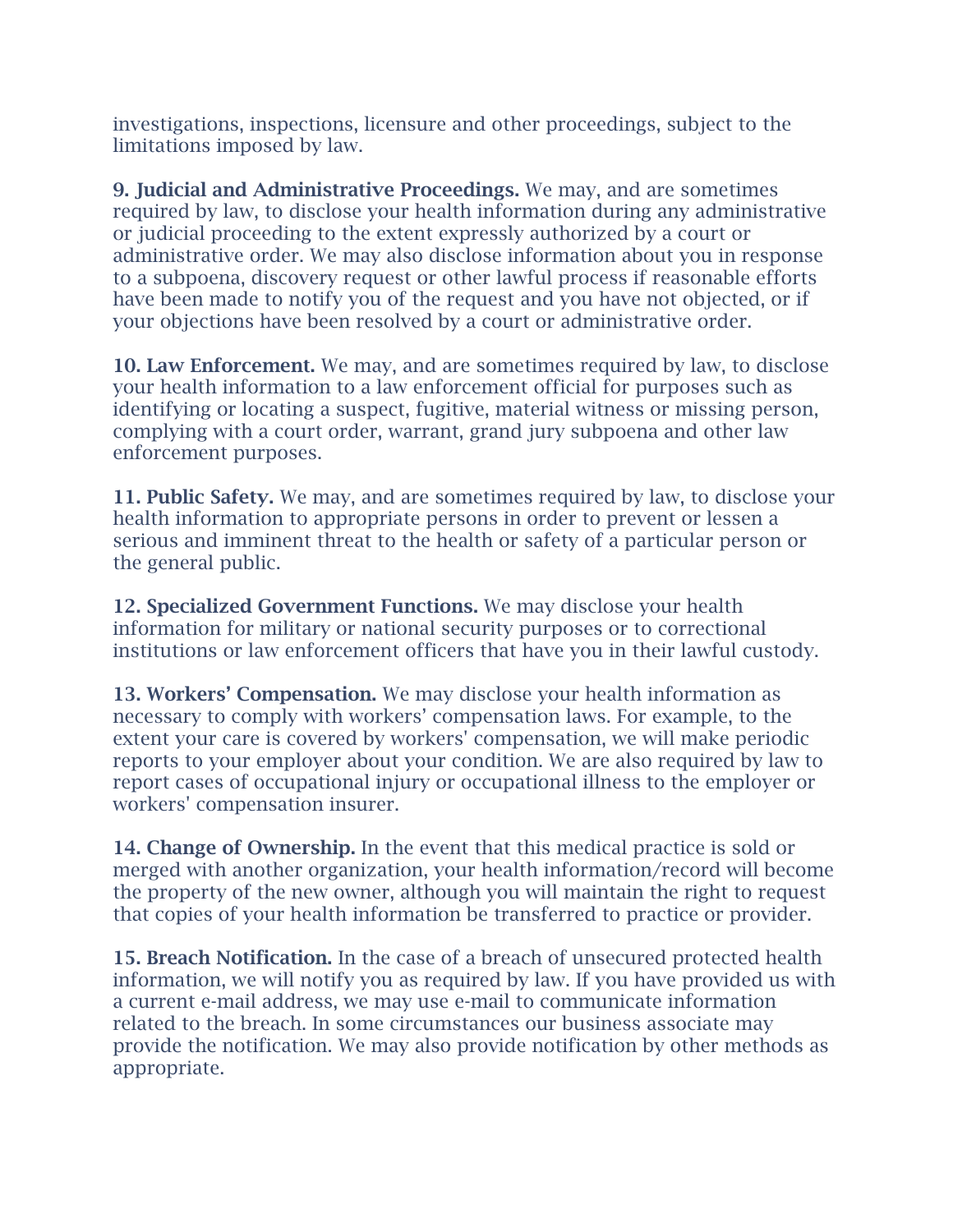investigations, inspections, licensure and other proceedings, subject to the limitations imposed by law.

**9. Judicial and Administrative Proceedings.** We may, and are sometimes required by law, to disclose your health information during any administrative or judicial proceeding to the extent expressly authorized by a court or administrative order. We may also disclose information about you in response to a subpoena, discovery request or other lawful process if reasonable efforts have been made to notify you of the request and you have not objected, or if your objections have been resolved by a court or administrative order.

**10. Law Enforcement.** We may, and are sometimes required by law, to disclose your health information to a law enforcement official for purposes such as identifying or locating a suspect, fugitive, material witness or missing person, complying with a court order, warrant, grand jury subpoena and other law enforcement purposes.

**11. Public Safety.** We may, and are sometimes required by law, to disclose your health information to appropriate persons in order to prevent or lessen a serious and imminent threat to the health or safety of a particular person or the general public.

**12. Specialized Government Functions.** We may disclose your health information for military or national security purposes or to correctional institutions or law enforcement officers that have you in their lawful custody.

**13. Workers' Compensation.** We may disclose your health information as necessary to comply with workers' compensation laws. For example, to the extent your care is covered by workers' compensation, we will make periodic reports to your employer about your condition. We are also required by law to report cases of occupational injury or occupational illness to the employer or workers' compensation insurer.

**14. Change of Ownership.** In the event that this medical practice is sold or merged with another organization, your health information/record will become the property of the new owner, although you will maintain the right to request that copies of your health information be transferred to practice or provider.

**15. Breach Notification.** In the case of a breach of unsecured protected health information, we will notify you as required by law. If you have provided us with a current e-mail address, we may use e-mail to communicate information related to the breach. In some circumstances our business associate may provide the notification. We may also provide notification by other methods as appropriate.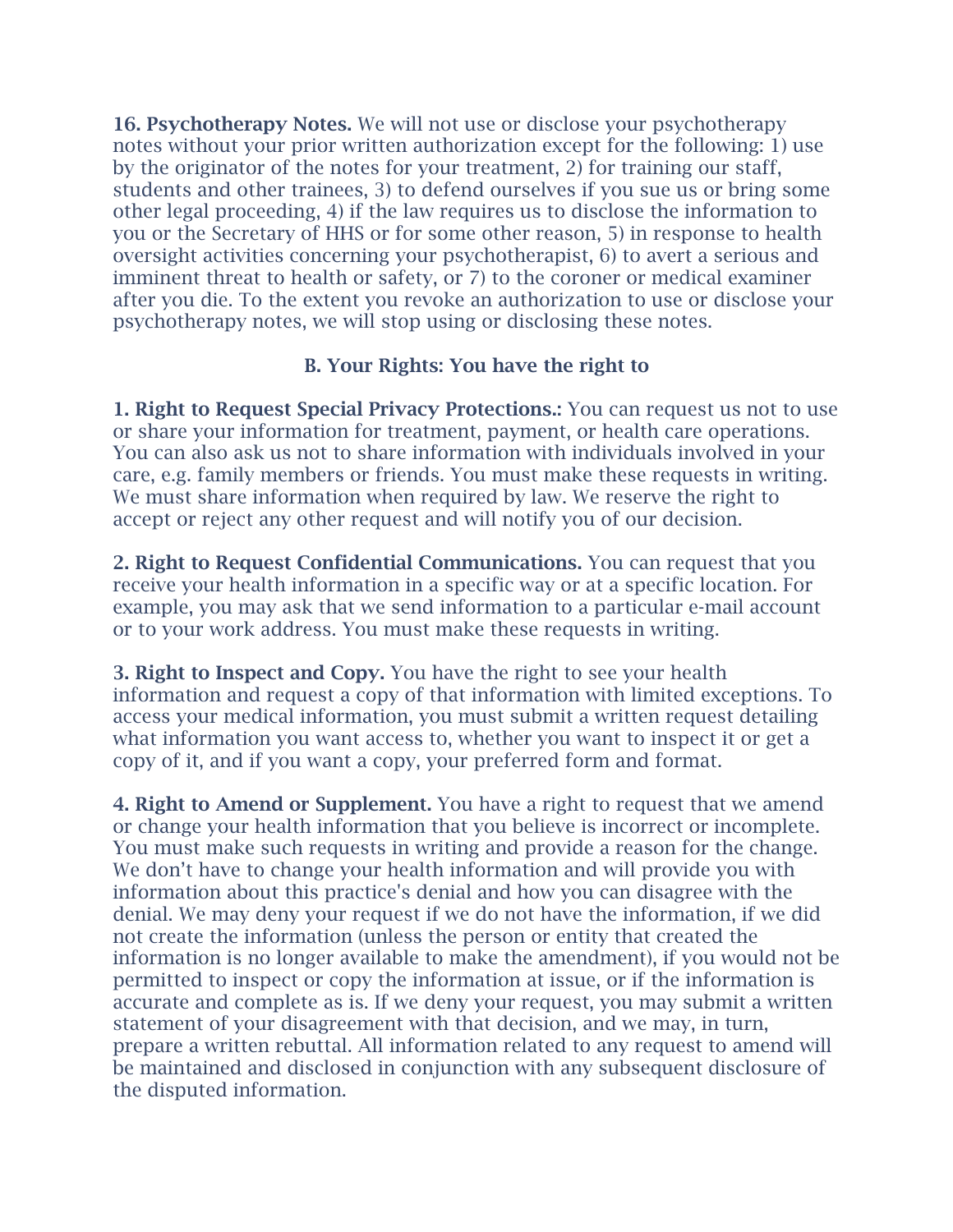**16. Psychotherapy Notes.** We will not use or disclose your psychotherapy notes without your prior written authorization except for the following: 1) use by the originator of the notes for your treatment, 2) for training our staff, students and other trainees, 3) to defend ourselves if you sue us or bring some other legal proceeding, 4) if the law requires us to disclose the information to you or the Secretary of HHS or for some other reason, 5) in response to health oversight activities concerning your psychotherapist, 6) to avert a serious and imminent threat to health or safety, or 7) to the coroner or medical examiner after you die. To the extent you revoke an authorization to use or disclose your psychotherapy notes, we will stop using or disclosing these notes.

## B. Your Rights: You have the right to

**1. Right to Request Special Privacy Protections.:** You can request us not to use or share your information for treatment, payment, or health care operations. You can also ask us not to share information with individuals involved in your care, e.g. family members or friends. You must make these requests in writing. We must share information when required by law. We reserve the right to accept or reject any other request and will notify you of our decision.

**2. Right to Request Confidential Communications.** You can request that you receive your health information in a specific way or at a specific location. For example, you may ask that we send information to a particular e-mail account or to your work address. You must make these requests in writing.

**3. Right to Inspect and Copy.** You have the right to see your health information and request a copy of that information with limited exceptions. To access your medical information, you must submit a written request detailing what information you want access to, whether you want to inspect it or get a copy of it, and if you want a copy, your preferred form and format.

**4. Right to Amend or Supplement.** You have a right to request that we amend or change your health information that you believe is incorrect or incomplete. You must make such requests in writing and provide a reason for the change. We don't have to change your health information and will provide you with information about this practice's denial and how you can disagree with the denial. We may deny your request if we do not have the information, if we did not create the information (unless the person or entity that created the information is no longer available to make the amendment), if you would not be permitted to inspect or copy the information at issue, or if the information is accurate and complete as is. If we deny your request, you may submit a written statement of your disagreement with that decision, and we may, in turn, prepare a written rebuttal. All information related to any request to amend will be maintained and disclosed in conjunction with any subsequent disclosure of the disputed information.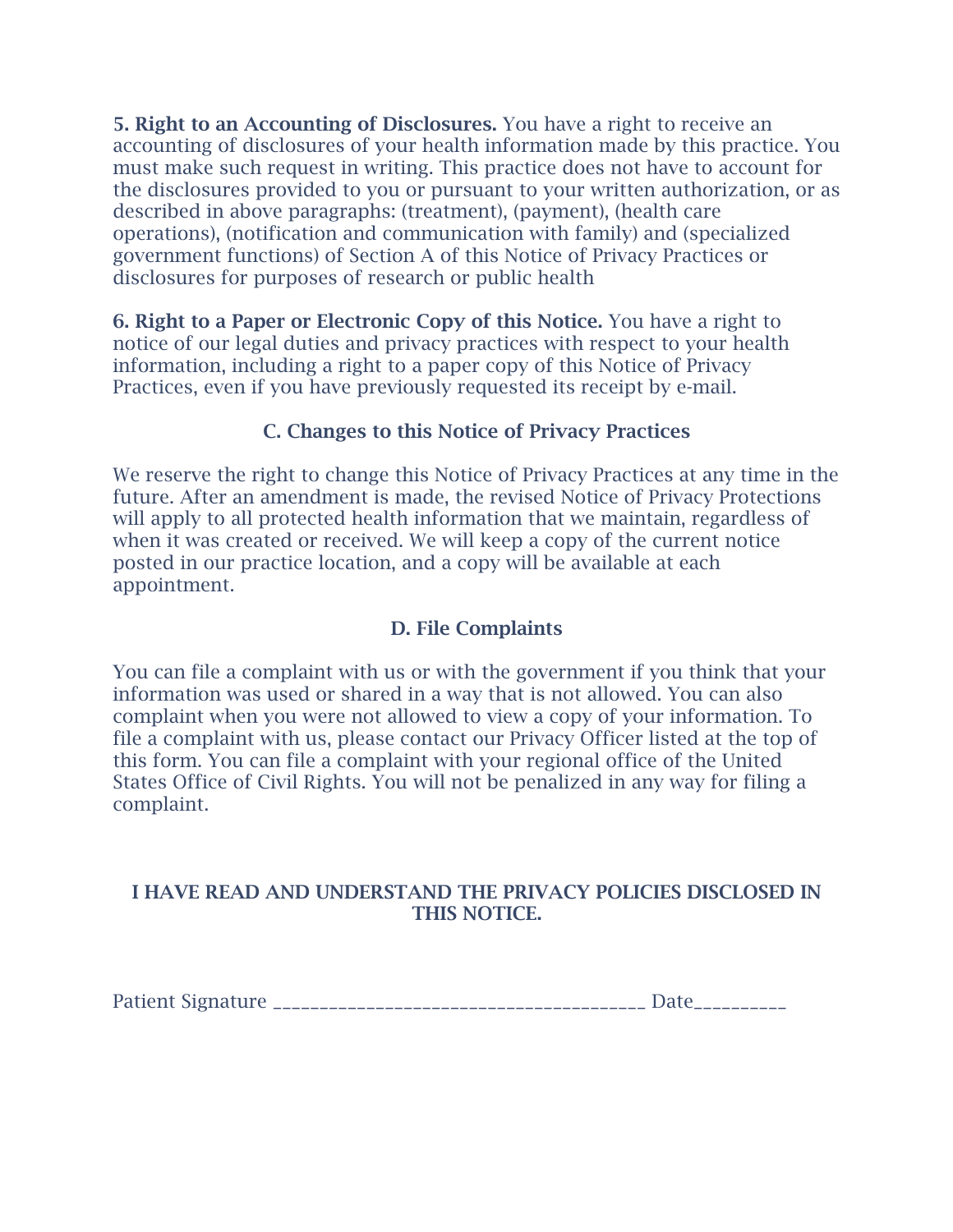**5. Right to an Accounting of Disclosures.** You have a right to receive an accounting of disclosures of your health information made by this practice. You must make such request in writing. This practice does not have to account for the disclosures provided to you or pursuant to your written authorization, or as described in above paragraphs: (treatment), (payment), (health care operations), (notification and communication with family) and (specialized government functions) of Section A of this Notice of Privacy Practices or disclosures for purposes of research or public health

**6. Right to a Paper or Electronic Copy of this Notice.** You have a right to notice of our legal duties and privacy practices with respect to your health information, including a right to a paper copy of this Notice of Privacy Practices, even if you have previously requested its receipt by e-mail.

## C. Changes to this Notice of Privacy Practices

We reserve the right to change this Notice of Privacy Practices at any time in the future. After an amendment is made, the revised Notice of Privacy Protections will apply to all protected health information that we maintain, regardless of when it was created or received. We will keep a copy of the current notice posted in our practice location, and a copy will be available at each appointment.

## D. File Complaints

You can file a complaint with us or with the government if you think that your information was used or shared in a way that is not allowed. You can also complaint when you were not allowed to view a copy of your information. To file a complaint with us, please contact our Privacy Officer listed at the top of this form. You can file a complaint with your regional office of the United States Office of Civil Rights. You will not be penalized in any way for filing a complaint.

**I HAVE READ AND UNDERSTAND THE PRIVACY POLICIES DISCLOSED IN THIS NOTICE.**

Patient Signature ______________________________________ Date_________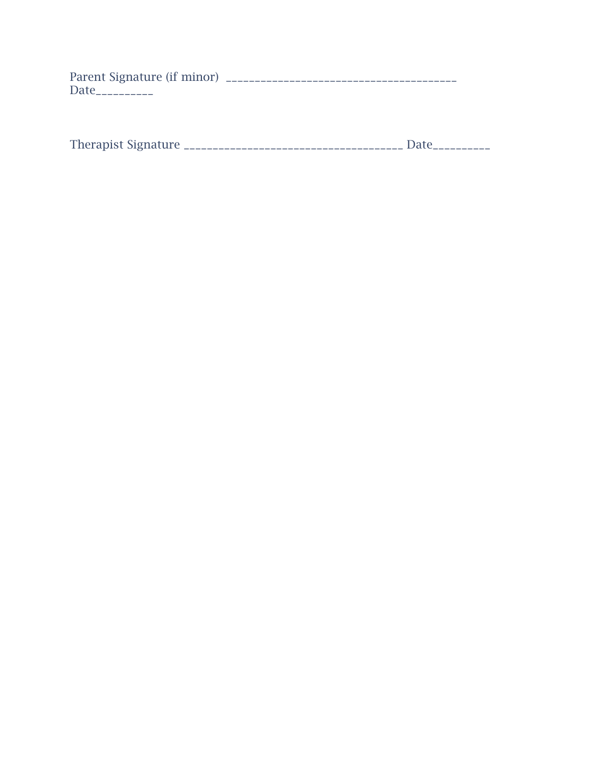Parent Signature (if minor) ________________________________________
Date__________

Therapist Signature ______________________________________ Date__________